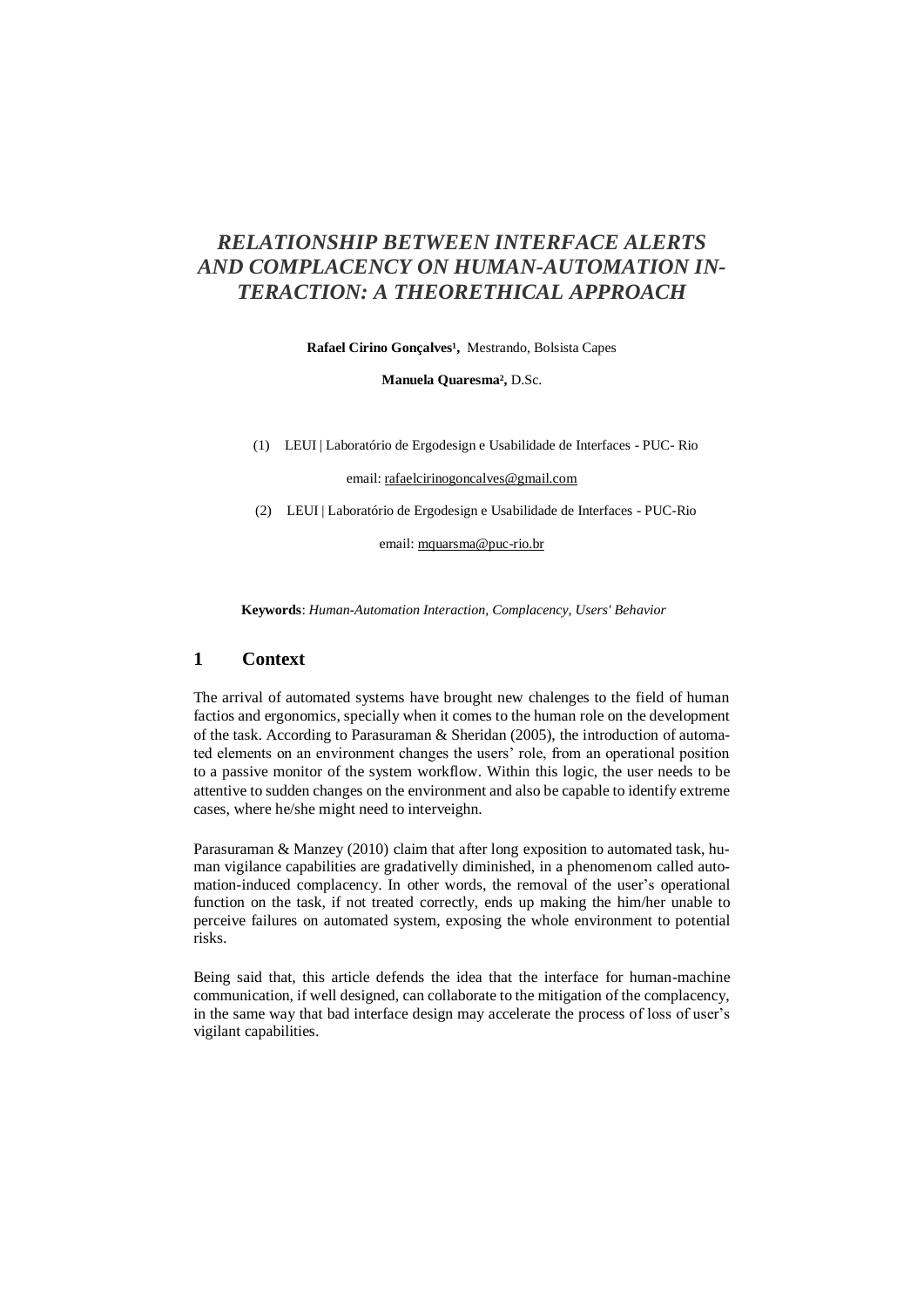# *RELATIONSHIP BETWEEN INTERFACE ALERTS AND COMPLACENCY ON HUMAN-AUTOMATION INTERACTION: A THEORETHICAL APPROACH*

**Rafael Cirino Gonçalves[1],** Mestrando, Bolsista Capes

**Manuela Quaresma[2],** D.Sc.

(1) LEUI | Laboratório de Ergodesign e Usabilidade de Interfaces - PUC- Rio

email: rafaelcirinogoncalves@gmail.com

(2) LEUI | Laboratório de Ergodesign e Usabilidade de Interfaces - PUC-Rio

email: mquarsma@puc-rio.br

**Keywords**: *Human-Automation Interaction, Complacency, Users' Behavior*

## 1 Context

The arrival of automated systems have brought new chalenges to the field of human factios and ergonomics, specially when it comes to the human role on the development of the task. According to Parasuraman & Sheridan (2005), the introduction of automated elements on an environment changes the users' role, from an operational position to a passive monitor of the system workflow. Within this logic, the user needs to be attentive to sudden changes on the environment and also be capable to identify extreme cases, where he/she might need to interveighn.

Parasuraman & Manzey (2010) claim that after long exposition to automated task, human vigilance capabilities are gradativelly diminished, in a phenomenom called automation-induced complacency. In other words, the removal of the user's operational function on the task, if not treated correctly, ends up making the him/her unable to perceive failures on automated system, exposing the whole environment to potential risks.

Being said that, this article defends the idea that the interface for human-machine communication, if well designed, can collaborate to the mitigation of the complacency, in the same way that bad interface design may accelerate the process of loss of user's vigilant capabilities.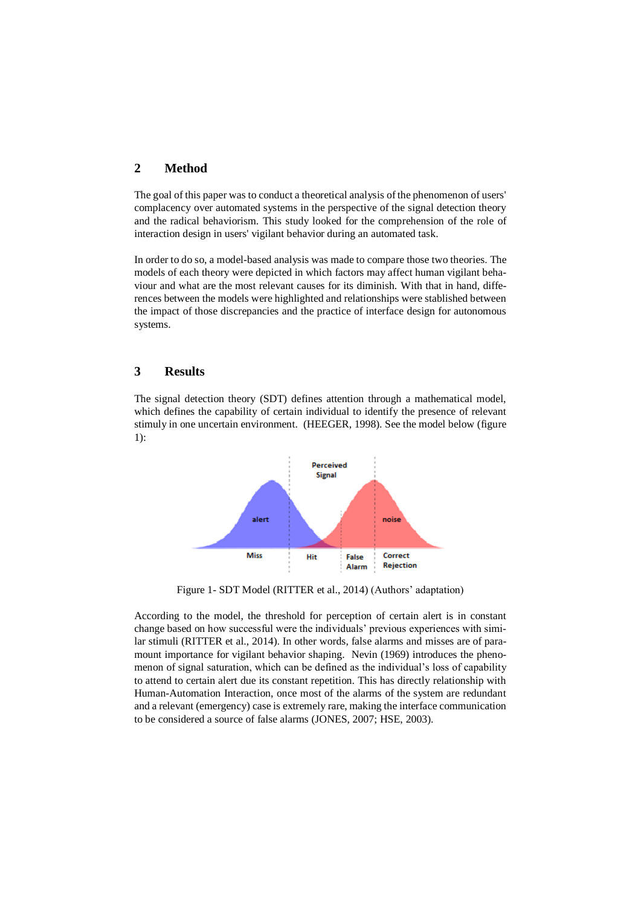## 2 Method

The goal of this paper was to conduct a theoretical analysis of the phenomenon of users' complacency over automated systems in the perspective of the signal detection theory and the radical behaviorism. This study looked for the comprehension of the role of interaction design in users' vigilant behavior during an automated task.

In order to do so, a model-based analysis was made to compare those two theories. The models of each theory were depicted in which factors may affect human vigilant behaviour and what are the most relevant causes for its diminish. With that in hand, differences between the models were highlighted and relationships were stablished between the impact of those discrepancies and the practice of interface design for autonomous systems.

## 3 Results

The signal detection theory (SDT) defines attention through a mathematical model, which defines the capability of certain individual to identify the presence of relevant stimuly in one uncertain environment. (HEEGER, 1998). See the model below (figure 1):

Figure 1- SDT Model (RITTER et al., 2014) (Authors' adaptation)

According to the model, the threshold for perception of certain alert is in constant change based on how successful were the individuals' previous experiences with similar stimuli (RITTER et al., 2014). In other words, false alarms and misses are of paramount importance for vigilant behavior shaping. Nevin (1969) introduces the phenomenon of signal saturation, which can be defined as the individual's loss of capability to attend to certain alert due its constant repetition. This has directly relationship with Human-Automation Interaction, once most of the alarms of the system are redundant and a relevant (emergency) case is extremely rare, making the interface communication to be considered a source of false alarms (JONES, 2007; HSE, 2003).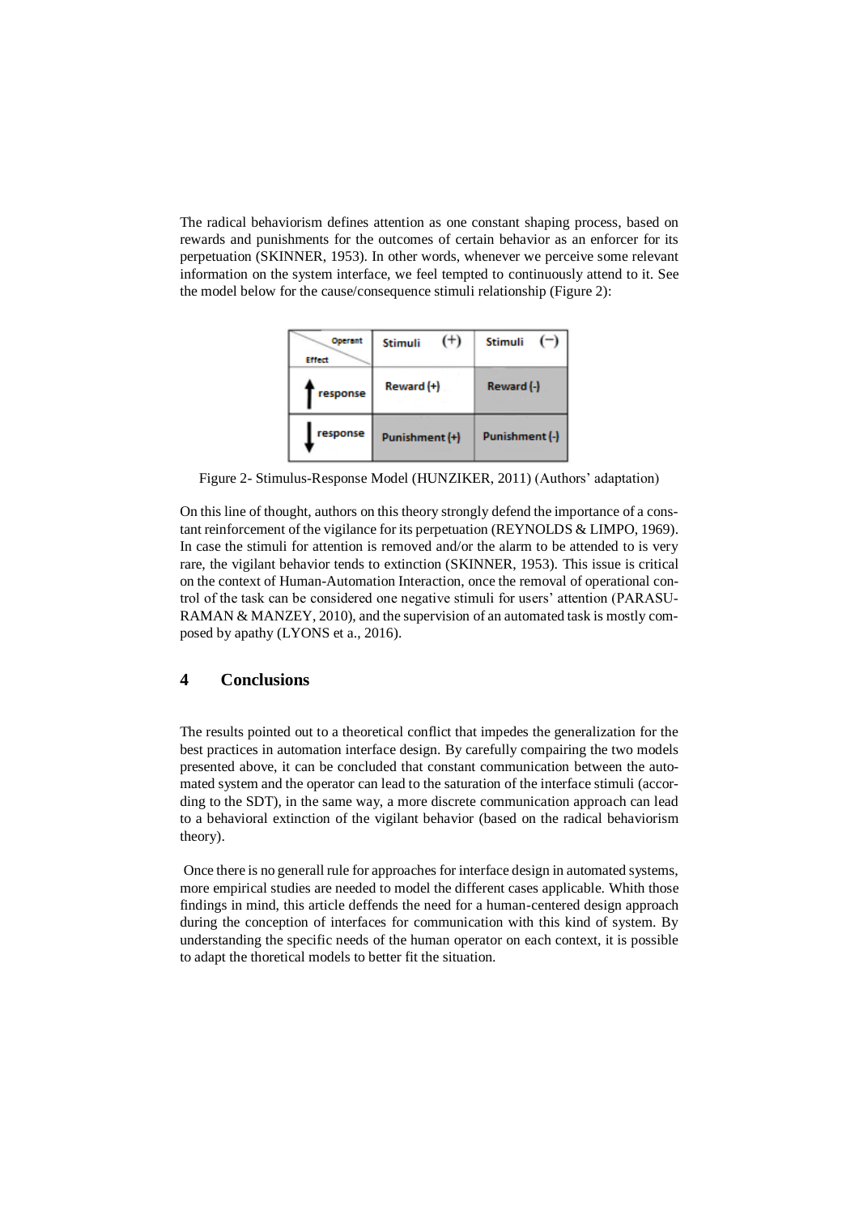The radical behaviorism defines attention as one constant shaping process, based on rewards and punishments for the outcomes of certain behavior as an enforcer for its perpetuation (SKINNER, 1953). In other words, whenever we perceive some relevant information on the system interface, we feel tempted to continuously attend to it. See the model below for the cause/consequence stimuli relationship (Figure 2):

| Operant / Effect | Stimuli (+) | Stimuli (−) |
|---|---|---|
| ↑ response | Reward (+) | Reward (-) |
| ↓ response | Punishment (+) | Punishment (-) |

Figure 2- Stimulus-Response Model (HUNZIKER, 2011) (Authors' adaptation)

On this line of thought, authors on this theory strongly defend the importance of a constant reinforcement of the vigilance for its perpetuation (REYNOLDS & LIMPO, 1969). In case the stimuli for attention is removed and/or the alarm to be attended to is very rare, the vigilant behavior tends to extinction (SKINNER, 1953). This issue is critical on the context of Human-Automation Interaction, once the removal of operational control of the task can be considered one negative stimuli for users' attention (PARASURAMAN & MANZEY, 2010), and the supervision of an automated task is mostly composed by apathy (LYONS et a., 2016).

## 4 Conclusions

The results pointed out to a theoretical conflict that impedes the generalization for the best practices in automation interface design. By carefully compairing the two models presented above, it can be concluded that constant communication between the automated system and the operator can lead to the saturation of the interface stimuli (accor-ding to the SDT), in the same way, a more discrete communication approach can lead to a behavioral extinction of the vigilant behavior (based on the radical behaviorism theory).

Once there is no generall rule for approaches for interface design in automated systems, more empirical studies are needed to model the different cases applicable. Whith those findings in mind, this article deffends the need for a human-centered design approach during the conception of interfaces for communication with this kind of system. By understanding the specific needs of the human operator on each context, it is possible to adapt the thoretical models to better fit the situation.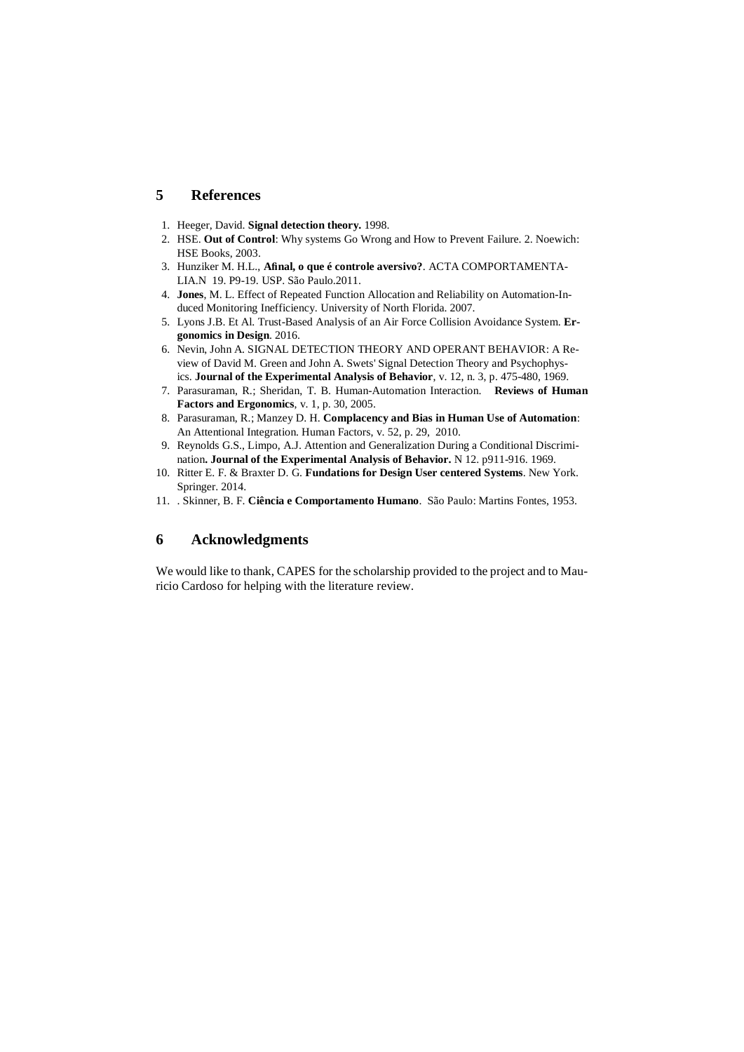# 5 References

1. Heeger, David. **Signal detection theory.** 1998.
2. HSE. **Out of Control**: Why systems Go Wrong and How to Prevent Failure. 2. Noewich: HSE Books, 2003.
3. Hunziker M. H.L., **Afinal, o que é controle aversivo?**. ACTA COMPORTAMENTALIA.N 19. P9-19. USP. São Paulo.2011.
4. **Jones**, M. L. Effect of Repeated Function Allocation and Reliability on Automation-Induced Monitoring Inefficiency. University of North Florida. 2007.
5. Lyons J.B. Et Al. Trust-Based Analysis of an Air Force Collision Avoidance System. **Ergonomics in Design**. 2016.
6. Nevin, John A. SIGNAL DETECTION THEORY AND OPERANT BEHAVIOR: A Review of David M. Green and John A. Swets' Signal Detection Theory and Psychophysics. **Journal of the Experimental Analysis of Behavior**, v. 12, n. 3, p. 475-480, 1969.
7. Parasuraman, R.; Sheridan, T. B. Human-Automation Interaction. **Reviews of Human Factors and Ergonomics**, v. 1, p. 30, 2005.
8. Parasuraman, R.; Manzey D. H. **Complacency and Bias in Human Use of Automation**: An Attentional Integration. Human Factors, v. 52, p. 29, 2010.
9. Reynolds G.S., Limpo, A.J. Attention and Generalization During a Conditional Discrimination**. Journal of the Experimental Analysis of Behavior.** N 12. p911-916. 1969.
10. Ritter E. F. & Braxter D. G. **Fundations for Design User centered Systems**. New York. Springer. 2014.
11. . Skinner, B. F. **Ciência e Comportamento Humano**. São Paulo: Martins Fontes, 1953.

# 6 Acknowledgments

We would like to thank, CAPES for the scholarship provided to the project and to Mauricio Cardoso for helping with the literature review.